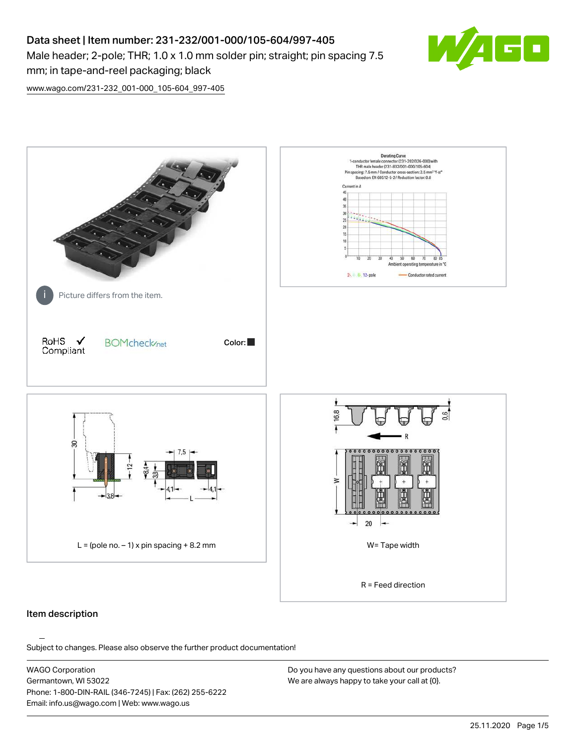# Data sheet | Item number: 231-232/001-000/105-604/997-405

Male header; 2-pole; THR; 1.0 x 1.0 mm solder pin; straight; pin spacing 7.5 mm; in tape-and-reel packaging; black

www.wago.com/231-232_001-000_105-604_997-405

Picture differs from the item.

RoHS Compliant ✓

BOMcheck.net

Color: ■

L = (pole no. – 1) x pin spacing + 8.2 mm

W= Tape width

R = Feed direction

## Item description

Subject to changes. Please also observe the further product documentation!

WAGO Corporation
Germantown, WI 53022
Phone: 1-800-DIN-RAIL (346-7245) | Fax: (262) 255-6222
Email: info.us@wago.com | Web: www.wago.us

Do you have any questions about our products?
We are always happy to take your call at {0}.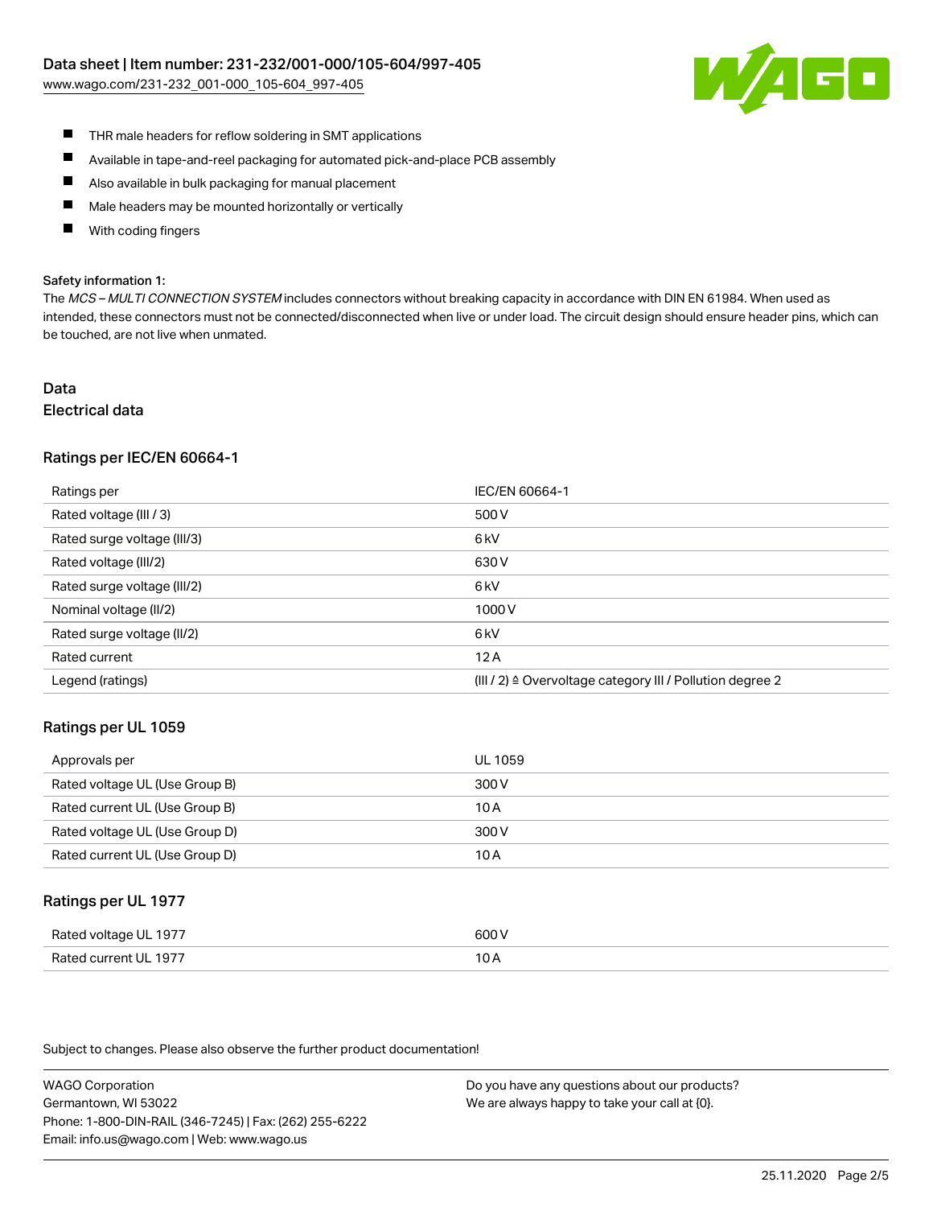- THR male headers for reflow soldering in SMT applications
- Available in tape-and-reel packaging for automated pick-and-place PCB assembly
- Also available in bulk packaging for manual placement
- Male headers may be mounted horizontally or vertically
- With coding fingers

**Safety information 1:**

The *MCS – MULTI CONNECTION SYSTEM* includes connectors without breaking capacity in accordance with DIN EN 61984. When used as intended, these connectors must not be connected/disconnected when live or under load. The circuit design should ensure header pins, which can be touched, are not live when unmated.

## Data

### Electrical data

#### Ratings per IEC/EN 60664-1

| Ratings per | IEC/EN 60664-1 |
| --- | --- |
| Rated voltage (III / 3) | 500 V |
| Rated surge voltage (III/3) | 6 kV |
| Rated voltage (III/2) | 630 V |
| Rated surge voltage (III/2) | 6 kV |
| Nominal voltage (II/2) | 1000 V |
| Rated surge voltage (II/2) | 6 kV |
| Rated current | 12 A |
| Legend (ratings) | (III / 2) ≙ Overvoltage category III / Pollution degree 2 |

#### Ratings per UL 1059

| Approvals per | UL 1059 |
| --- | --- |
| Rated voltage UL (Use Group B) | 300 V |
| Rated current UL (Use Group B) | 10 A |
| Rated voltage UL (Use Group D) | 300 V |
| Rated current UL (Use Group D) | 10 A |

#### Ratings per UL 1977

| Rated voltage UL 1977 | 600 V |
| --- | --- |
| Rated current UL 1977 | 10 A |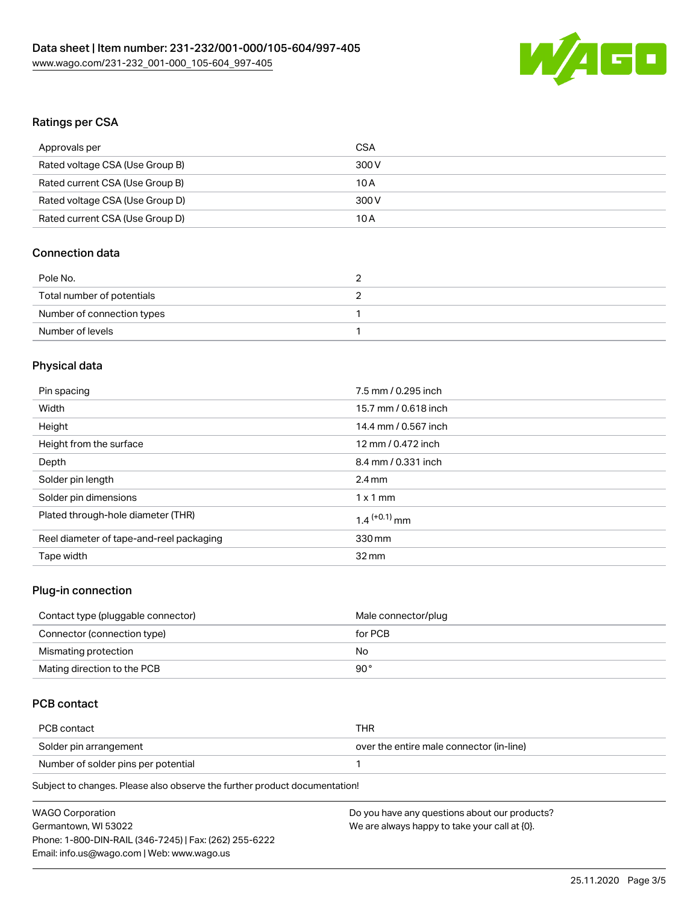## Ratings per CSA

| Approvals per | CSA |
| --- | --- |
| Rated voltage CSA (Use Group B) | 300 V |
| Rated current CSA (Use Group B) | 10 A |
| Rated voltage CSA (Use Group D) | 300 V |
| Rated current CSA (Use Group D) | 10 A |

## Connection data

| Pole No. | 2 |
| --- | --- |
| Total number of potentials | 2 |
| Number of connection types | 1 |
| Number of levels | 1 |

## Physical data

| Pin spacing | 7.5 mm / 0.295 inch |
| --- | --- |
| Width | 15.7 mm / 0.618 inch |
| Height | 14.4 mm / 0.567 inch |
| Height from the surface | 12 mm / 0.472 inch |
| Depth | 8.4 mm / 0.331 inch |
| Solder pin length | 2.4 mm |
| Solder pin dimensions | 1 x 1 mm |
| Plated through-hole diameter (THR) | $1.4^{(+0.1)}$ mm |
| Reel diameter of tape-and-reel packaging | 330 mm |
| Tape width | 32 mm |

## Plug-in connection

| Contact type (pluggable connector) | Male connector/plug |
| --- | --- |
| Connector (connection type) | for PCB |
| Mismating protection | No |
| Mating direction to the PCB | 90° |

## PCB contact

| PCB contact | THR |
| --- | --- |
| Solder pin arrangement | over the entire male connector (in-line) |
| Number of solder pins per potential | 1 |

Subject to changes. Please also observe the further product documentation!

WAGO Corporation
Germantown, WI 53022
Phone: 1-800-DIN-RAIL (346-7245) | Fax: (262) 255-6222
Email: info.us@wago.com | Web: www.wago.us

Do you have any questions about our products?
We are always happy to take your call at {0}.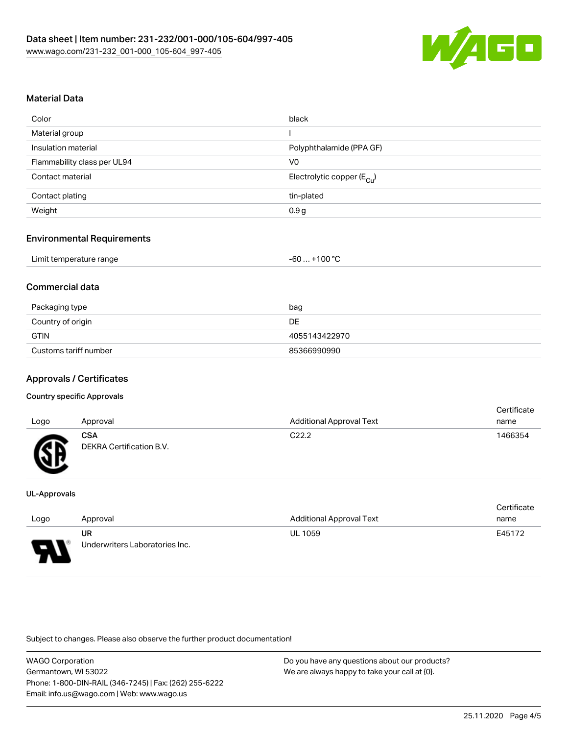## Material Data

| | |
|---|---|
| Color | black |
| Material group | I |
| Insulation material | Polyphthalamide (PPA GF) |
| Flammability class per UL94 | V0 |
| Contact material | Electrolytic copper ($E_{Cu}$) |
| Contact plating | tin-plated |
| Weight | 0.9 g |

## Environmental Requirements

| | |
|---|---|
| Limit temperature range | -60 … +100 °C |

## Commercial data

| | |
|---|---|
| Packaging type | bag |
| Country of origin | DE |
| GTIN | 4055143422970 |
| Customs tariff number | 85366990990 |

## Approvals / Certificates

### Country specific Approvals

| Logo | Approval | Additional Approval Text | Certificate name |
|---|---|---|---|
| | **CSA** DEKRA Certification B.V. | C22.2 | 1466354 |

### UL-Approvals

| Logo | Approval | Additional Approval Text | Certificate name |
|---|---|---|---|
| | **UR** Underwriters Laboratories Inc. | UL 1059 | E45172 |

Subject to changes. Please also observe the further product documentation!

WAGO Corporation
Germantown, WI 53022
Phone: 1-800-DIN-RAIL (346-7245) | Fax: (262) 255-6222
Email: info.us@wago.com | Web: www.wago.us

Do you have any questions about our products?
We are always happy to take your call at {0}.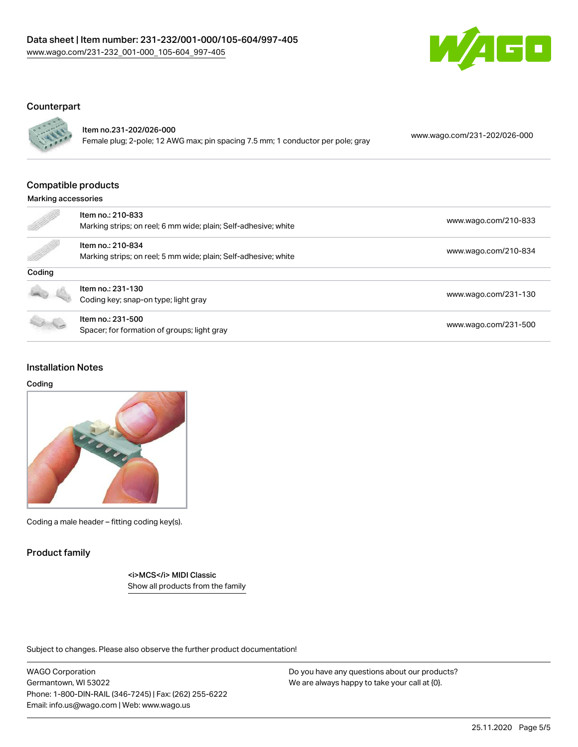## Counterpart

| | | |
|---|---|---|
| | Item no.231-202/026-000<br>Female plug; 2-pole; 12 AWG max; pin spacing 7.5 mm; 1 conductor per pole; gray | www.wago.com/231-202/026-000 |

## Compatible products

Marking accessories

| | | |
|---|---|---|
| | Item no.: 210-833<br>Marking strips; on reel; 6 mm wide; plain; Self-adhesive; white | www.wago.com/210-833 |
| | Item no.: 210-834<br>Marking strips; on reel; 5 mm wide; plain; Self-adhesive; white | www.wago.com/210-834 |

Coding

| | | |
|---|---|---|
| | Item no.: 231-130<br>Coding key; snap-on type; light gray | www.wago.com/231-130 |
| | Item no.: 231-500<br>Spacer; for formation of groups; light gray | www.wago.com/231-500 |

## Installation Notes

Coding

Coding a male header – fitting coding key(s).

## Product family

<i>MCS</i> MIDI Classic
Show all products from the family

Subject to changes. Please also observe the further product documentation!

WAGO Corporation
Germantown, WI 53022
Phone: 1-800-DIN-RAIL (346-7245) | Fax: (262) 255-6222
Email: info.us@wago.com | Web: www.wago.us

Do you have any questions about our products?
We are always happy to take your call at {0}.